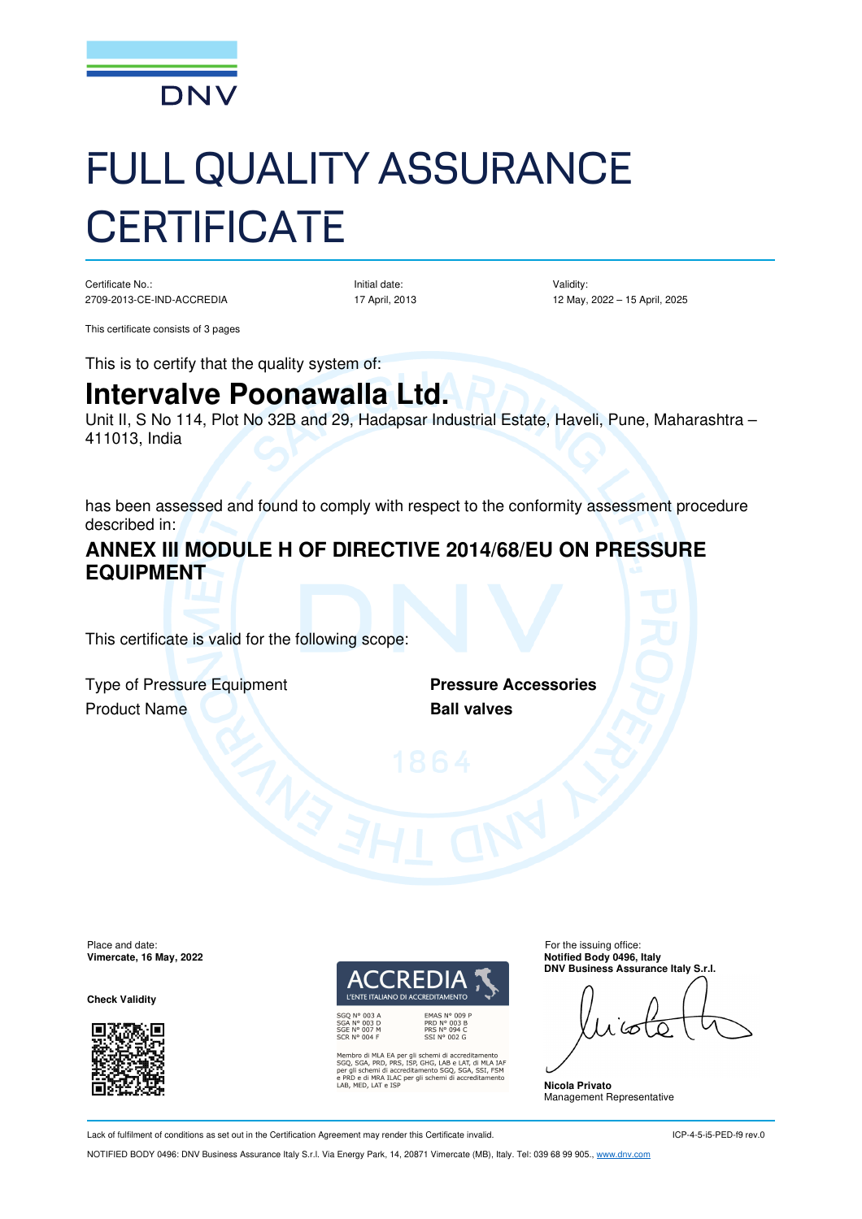DNV

# FULL QUALITY ASSURANCE CERTIFICATE

| Certificate No.: | Initial date: | Validity: |
| --- | --- | --- |
| 2709-2013-CE-IND-ACCREDIA | 17 April, 2013 | 12 May, 2022 – 15 April, 2025 |

This certificate consists of 3 pages

This is to certify that the quality system of:

## Intervalve Poonawalla Ltd.

Unit II, S No 114, Plot No 32B and 29, Hadapsar Industrial Estate, Haveli, Pune, Maharashtra – 411013, India

has been assessed and found to comply with respect to the conformity assessment procedure described in:

### ANNEX III MODULE H OF DIRECTIVE 2014/68/EU ON PRESSURE EQUIPMENT

This certificate is valid for the following scope:

| | |
| --- | --- |
| Type of Pressure Equipment | **Pressure Accessories** |
| Product Name | **Ball valves** |

Place and date:
**Vimercate, 16 May, 2022**

**Check Validity**

ACCREDIA
L'ENTE ITALIANO DI ACCREDITAMENTO

SGQ N° 003 A
SGA N° 003 D
SGE N° 007 M
SCR N° 004 F

EMAS N° 009 P
PRD N° 003 B
PRS N° 094 C
SSI N° 002 G

Membro di MLA EA per gli schemi di accreditamento SGQ, SGA, PRD, PRS, ISP, GHG, LAB e LAT, di MLA IAF per gli schemi di accreditamento SGQ, SGA, SSI, FSM e PRD e di MRA ILAC per gli schemi di accreditamento LAB, MED, LAT e ISP

For the issuing office:
**Notified Body 0496, Italy**
**DNV Business Assurance Italy S.r.l.**

**Nicola Privato**
Management Representative

Lack of fulfilment of conditions as set out in the Certification Agreement may render this Certificate invalid.

ICP-4-5-i5-PED-f9 rev.0

NOTIFIED BODY 0496: DNV Business Assurance Italy S.r.l. Via Energy Park, 14, 20871 Vimercate (MB), Italy. Tel: 039 68 99 905., www.dnv.com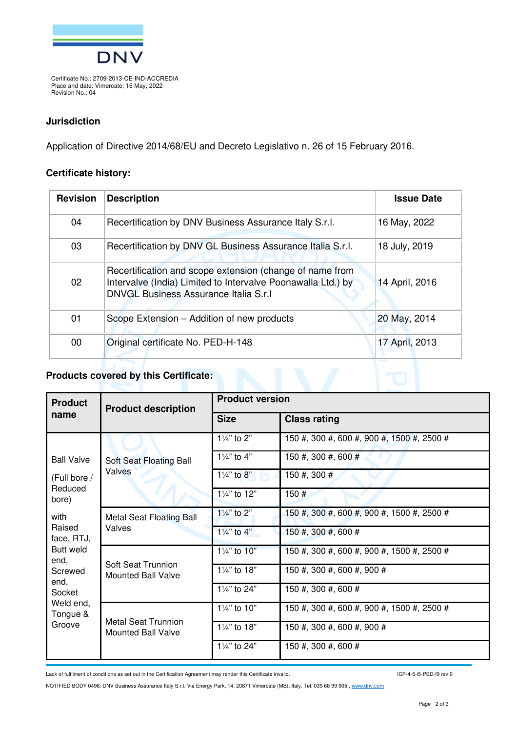Certificate No.: 2709-2013-CE-IND-ACCREDIA
Place and date: Vimercate; 16 May, 2022
Revision No.: 04

## Jurisdiction

Application of Directive 2014/68/EU and Decreto Legislativo n. 26 of 15 February 2016.

## Certificate history:

| Revision | Description | Issue Date |
|---|---|---|
| 04 | Recertification by DNV Business Assurance Italy S.r.l. | 16 May, 2022 |
| 03 | Recertification by DNV GL Business Assurance Italia S.r.l. | 18 July, 2019 |
| 02 | Recertification and scope extension (change of name from Intervalve (India) Limited to Intervalve Poonawalla Ltd.) by DNVGL Business Assurance Italia S.r.l | 14 April, 2016 |
| 01 | Scope Extension – Addition of new products | 20 May, 2014 |
| 00 | Original certificate No. PED-H-148 | 17 April, 2013 |

## Products covered by this Certificate:

| Product name | Product description | Product version | |
|---|---|---|---|
| | | **Size** | **Class rating** |
| Ball Valve (Full bore / Reduced bore) with Raised face, RTJ, Butt weld end, Screwed end, Socket Weld end, Tongue & Groove | Soft Seat Floating Ball Valves | 1¼" to 2" | 150 #, 300 #, 600 #, 900 #, 1500 #, 2500 # |
| | | 1¼" to 4" | 150 #, 300 #, 600 # |
| | | 1¼" to 8" | 150 #, 300 # |
| | | 1¼" to 12" | 150 # |
| | Metal Seat Floating Ball Valves | 1¼" to 2" | 150 #, 300 #, 600 #, 900 #, 1500 #, 2500 # |
| | | 1¼" to 4" | 150 #, 300 #, 600 # |
| | Soft Seat Trunnion Mounted Ball Valve | 1¼" to 10" | 150 #, 300 #, 600 #, 900 #, 1500 #, 2500 # |
| | | 1¼" to 18" | 150 #, 300 #, 600 #, 900 # |
| | | 1¼" to 24" | 150 #, 300 #, 600 # |
| | Metal Seat Trunnion Mounted Ball Valve | 1¼" to 10" | 150 #, 300 #, 600 #, 900 #, 1500 #, 2500 # |
| | | 1¼" to 18" | 150 #, 300 #, 600 #, 900 # |
| | | 1¼" to 24" | 150 #, 300 #, 600 # |

Lack of fulfilment of conditions as set out in the Certification Agreement may render this Certificate invalid. ICP-4-5-i5-PED-f9 rev.0

NOTIFIED BODY 0496: DNV Business Assurance Italy S.r.l. Via Energy Park, 14, 20871 Vimercate (MB), Italy. Tel: 039 68 99 905., www.dnv.com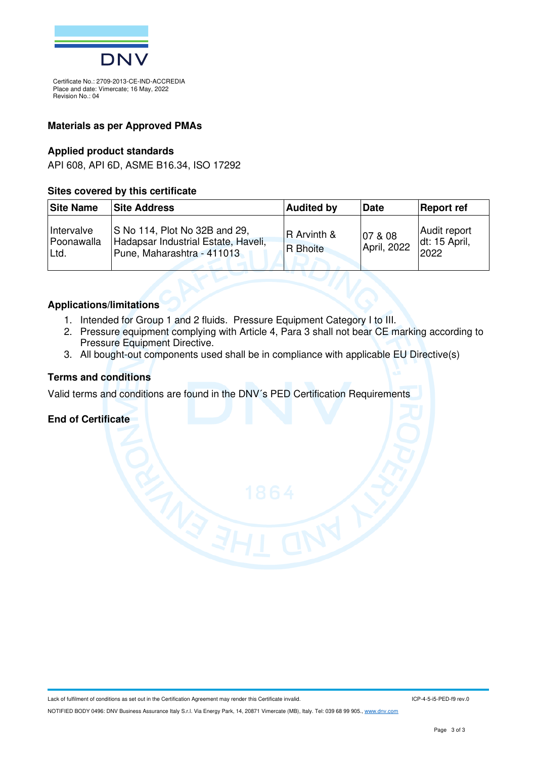Certificate No.: 2709-2013-CE-IND-ACCREDIA
Place and date: Vimercate; 16 May, 2022
Revision No.: 04

## Materials as per Approved PMAs

## Applied product standards

API 608, API 6D, ASME B16.34, ISO 17292

## Sites covered by this certificate

| Site Name | Site Address | Audited by | Date | Report ref |
|---|---|---|---|---|
| Intervalve Poonawalla Ltd. | S No 114, Plot No 32B and 29, Hadapsar Industrial Estate, Haveli, Pune, Maharashtra - 411013 | R Arvinth & R Bhoite | 07 & 08 April, 2022 | Audit report dt: 15 April, 2022 |

## Applications/limitations

1. Intended for Group 1 and 2 fluids. Pressure Equipment Category I to III.
2. Pressure equipment complying with Article 4, Para 3 shall not bear CE marking according to Pressure Equipment Directive.
3. All bought-out components used shall be in compliance with applicable EU Directive(s)

## Terms and conditions

Valid terms and conditions are found in the DNV´s PED Certification Requirements

## End of Certificate

Lack of fulfilment of conditions as set out in the Certification Agreement may render this Certificate invalid.

ICP-4-5-i5-PED-f9 rev.0

NOTIFIED BODY 0496: DNV Business Assurance Italy S.r.l. Via Energy Park, 14, 20871 Vimercate (MB), Italy. Tel: 039 68 99 905., www.dnv.com